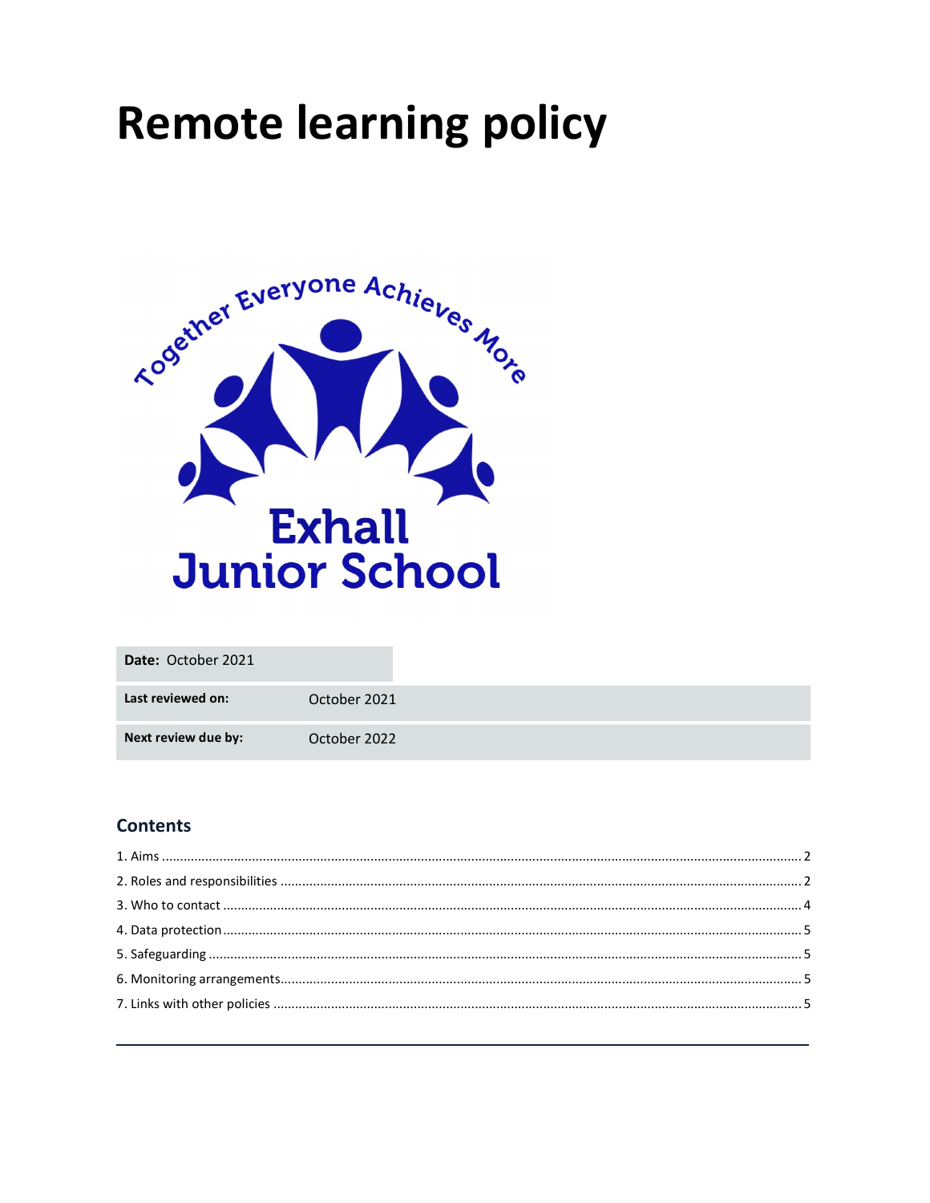# Remote learning policy

Together Everyone Achieves More

Exhall Junior School

| **Date:** October 2021 | |
|---|---|
| **Last reviewed on:** | October 2021 |
| **Next review due by:** | October 2022 |

## Contents

1. Aims ........ 2
2. Roles and responsibilities ........ 2
3. Who to contact ........ 4
4. Data protection ........ 5
5. Safeguarding ........ 5
6. Monitoring arrangements ........ 5
7. Links with other policies ........ 5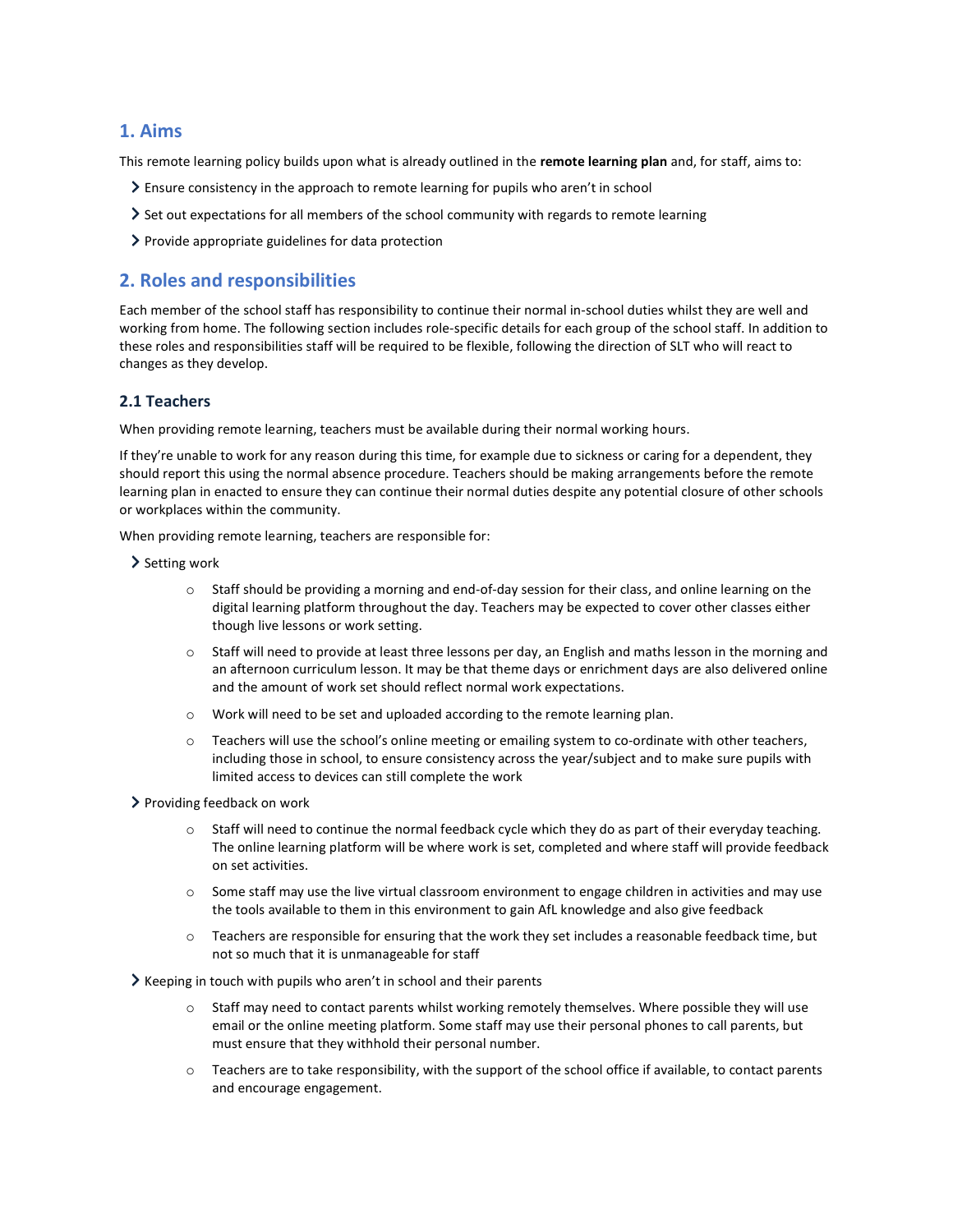## 1. Aims

This remote learning policy builds upon what is already outlined in the **remote learning plan** and, for staff, aims to:

- Ensure consistency in the approach to remote learning for pupils who aren't in school
- Set out expectations for all members of the school community with regards to remote learning
- Provide appropriate guidelines for data protection

## 2. Roles and responsibilities

Each member of the school staff has responsibility to continue their normal in-school duties whilst they are well and working from home. The following section includes role-specific details for each group of the school staff. In addition to these roles and responsibilities staff will be required to be flexible, following the direction of SLT who will react to changes as they develop.

### 2.1 Teachers

When providing remote learning, teachers must be available during their normal working hours.

If they're unable to work for any reason during this time, for example due to sickness or caring for a dependent, they should report this using the normal absence procedure. Teachers should be making arrangements before the remote learning plan in enacted to ensure they can continue their normal duties despite any potential closure of other schools or workplaces within the community.

When providing remote learning, teachers are responsible for:

- Setting work
  - Staff should be providing a morning and end-of-day session for their class, and online learning on the digital learning platform throughout the day. Teachers may be expected to cover other classes either though live lessons or work setting.
  - Staff will need to provide at least three lessons per day, an English and maths lesson in the morning and an afternoon curriculum lesson. It may be that theme days or enrichment days are also delivered online and the amount of work set should reflect normal work expectations.
  - Work will need to be set and uploaded according to the remote learning plan.
  - Teachers will use the school's online meeting or emailing system to co-ordinate with other teachers, including those in school, to ensure consistency across the year/subject and to make sure pupils with limited access to devices can still complete the work
- Providing feedback on work
  - Staff will need to continue the normal feedback cycle which they do as part of their everyday teaching. The online learning platform will be where work is set, completed and where staff will provide feedback on set activities.
  - Some staff may use the live virtual classroom environment to engage children in activities and may use the tools available to them in this environment to gain AfL knowledge and also give feedback
  - Teachers are responsible for ensuring that the work they set includes a reasonable feedback time, but not so much that it is unmanageable for staff
- Keeping in touch with pupils who aren't in school and their parents
  - Staff may need to contact parents whilst working remotely themselves. Where possible they will use email or the online meeting platform. Some staff may use their personal phones to call parents, but must ensure that they withhold their personal number.
  - Teachers are to take responsibility, with the support of the school office if available, to contact parents and encourage engagement.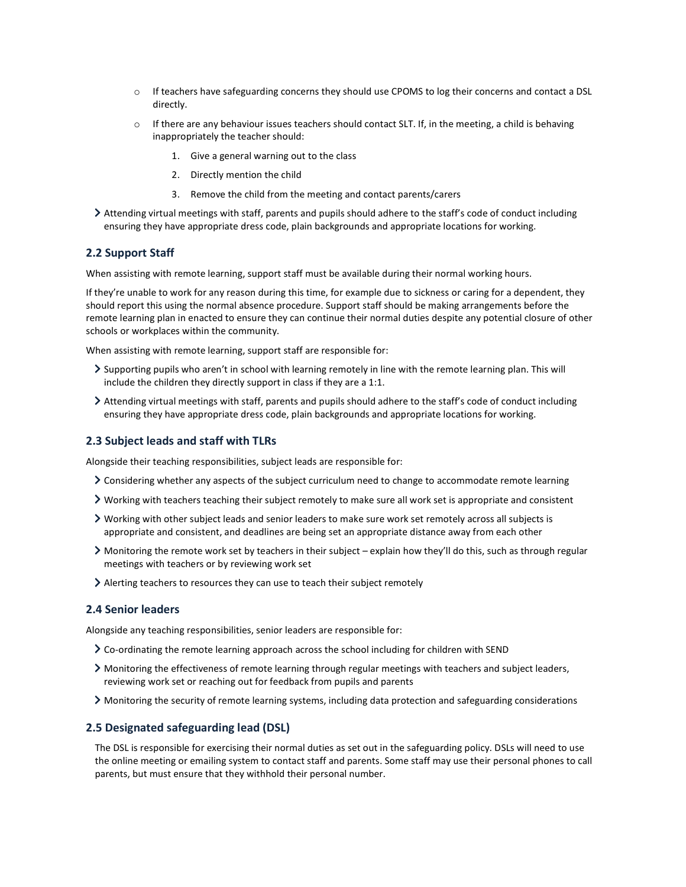- If teachers have safeguarding concerns they should use CPOMS to log their concerns and contact a DSL directly.
  - If there are any behaviour issues teachers should contact SLT. If, in the meeting, a child is behaving inappropriately the teacher should:
    1. Give a general warning out to the class
    2. Directly mention the child
    3. Remove the child from the meeting and contact parents/carers

- Attending virtual meetings with staff, parents and pupils should adhere to the staff's code of conduct including ensuring they have appropriate dress code, plain backgrounds and appropriate locations for working.

### 2.2 Support Staff

When assisting with remote learning, support staff must be available during their normal working hours.

If they're unable to work for any reason during this time, for example due to sickness or caring for a dependent, they should report this using the normal absence procedure. Support staff should be making arrangements before the remote learning plan in enacted to ensure they can continue their normal duties despite any potential closure of other schools or workplaces within the community.

When assisting with remote learning, support staff are responsible for:

- Supporting pupils who aren't in school with learning remotely in line with the remote learning plan. This will include the children they directly support in class if they are a 1:1.
- Attending virtual meetings with staff, parents and pupils should adhere to the staff's code of conduct including ensuring they have appropriate dress code, plain backgrounds and appropriate locations for working.

### 2.3 Subject leads and staff with TLRs

Alongside their teaching responsibilities, subject leads are responsible for:

- Considering whether any aspects of the subject curriculum need to change to accommodate remote learning
- Working with teachers teaching their subject remotely to make sure all work set is appropriate and consistent
- Working with other subject leads and senior leaders to make sure work set remotely across all subjects is appropriate and consistent, and deadlines are being set an appropriate distance away from each other
- Monitoring the remote work set by teachers in their subject – explain how they'll do this, such as through regular meetings with teachers or by reviewing work set
- Alerting teachers to resources they can use to teach their subject remotely

### 2.4 Senior leaders

Alongside any teaching responsibilities, senior leaders are responsible for:

- Co-ordinating the remote learning approach across the school including for children with SEND
- Monitoring the effectiveness of remote learning through regular meetings with teachers and subject leaders, reviewing work set or reaching out for feedback from pupils and parents
- Monitoring the security of remote learning systems, including data protection and safeguarding considerations

### 2.5 Designated safeguarding lead (DSL)

The DSL is responsible for exercising their normal duties as set out in the safeguarding policy. DSLs will need to use the online meeting or emailing system to contact staff and parents. Some staff may use their personal phones to call parents, but must ensure that they withhold their personal number.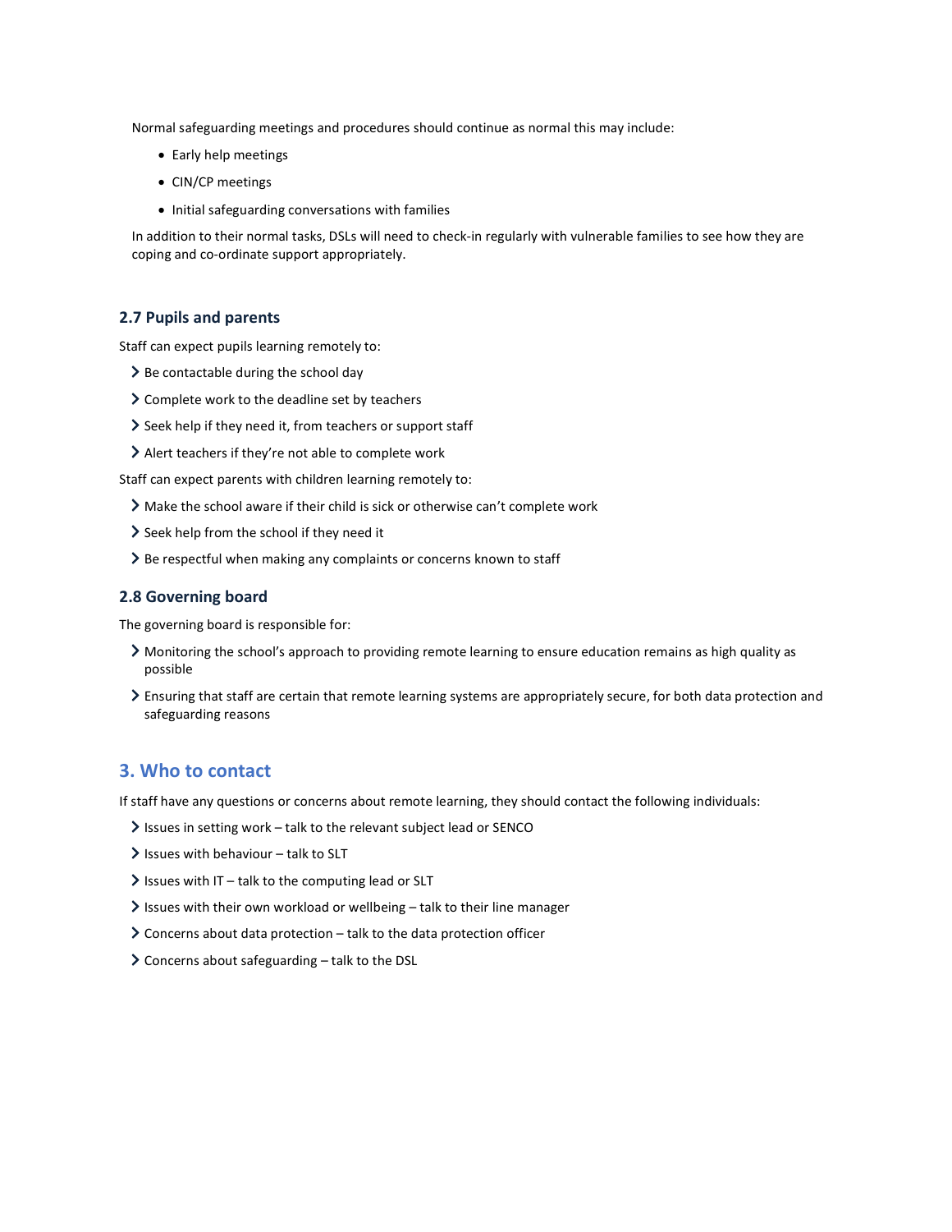Normal safeguarding meetings and procedures should continue as normal this may include:

- Early help meetings
- CIN/CP meetings
- Initial safeguarding conversations with families

In addition to their normal tasks, DSLs will need to check-in regularly with vulnerable families to see how they are coping and co-ordinate support appropriately.

### 2.7 Pupils and parents

Staff can expect pupils learning remotely to:

- Be contactable during the school day
- Complete work to the deadline set by teachers
- Seek help if they need it, from teachers or support staff
- Alert teachers if they're not able to complete work

Staff can expect parents with children learning remotely to:

- Make the school aware if their child is sick or otherwise can't complete work
- Seek help from the school if they need it
- Be respectful when making any complaints or concerns known to staff

### 2.8 Governing board

The governing board is responsible for:

- Monitoring the school's approach to providing remote learning to ensure education remains as high quality as possible
- Ensuring that staff are certain that remote learning systems are appropriately secure, for both data protection and safeguarding reasons

## 3. Who to contact

If staff have any questions or concerns about remote learning, they should contact the following individuals:

- Issues in setting work – talk to the relevant subject lead or SENCO
- Issues with behaviour – talk to SLT
- Issues with IT – talk to the computing lead or SLT
- Issues with their own workload or wellbeing – talk to their line manager
- Concerns about data protection – talk to the data protection officer
- Concerns about safeguarding – talk to the DSL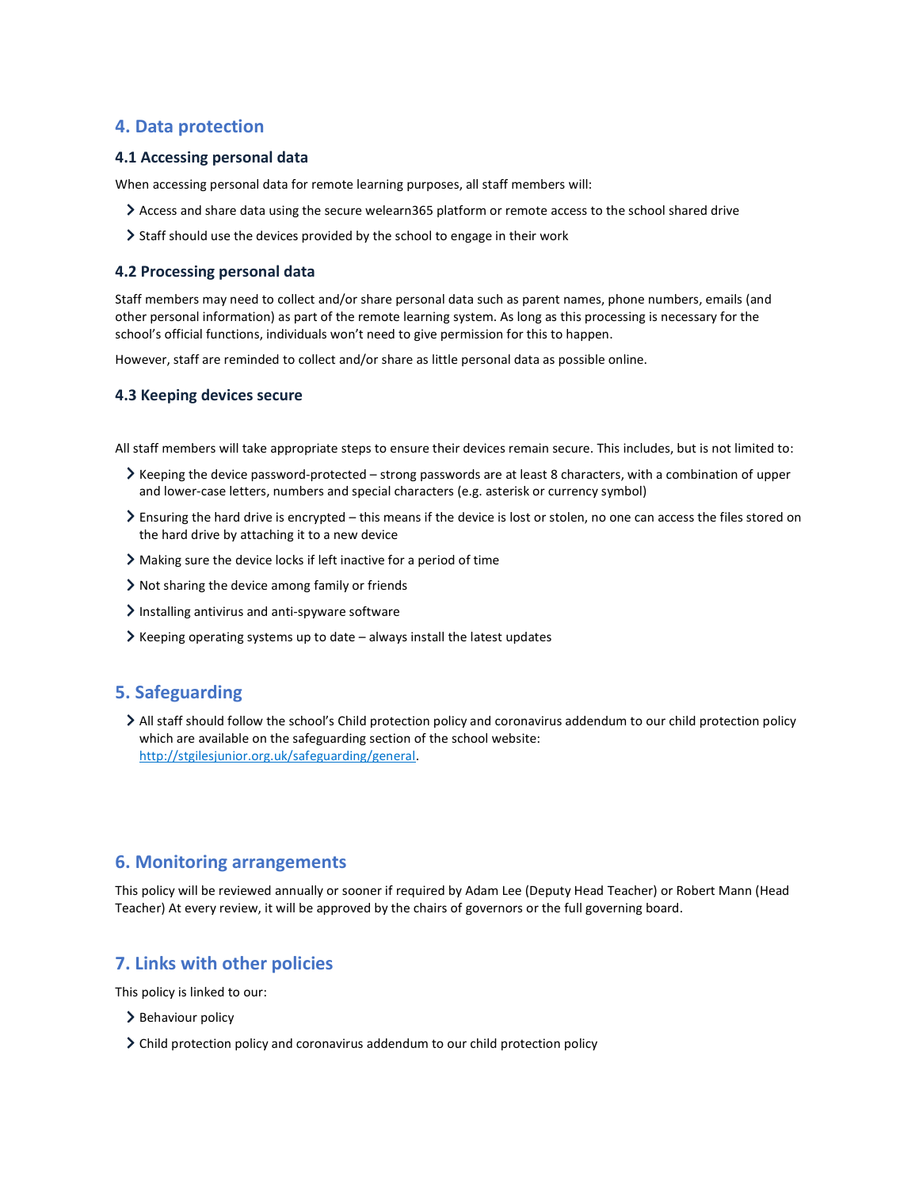## 4. Data protection

### 4.1 Accessing personal data

When accessing personal data for remote learning purposes, all staff members will:

- Access and share data using the secure welearn365 platform or remote access to the school shared drive
- Staff should use the devices provided by the school to engage in their work

### 4.2 Processing personal data

Staff members may need to collect and/or share personal data such as parent names, phone numbers, emails (and other personal information) as part of the remote learning system. As long as this processing is necessary for the school's official functions, individuals won't need to give permission for this to happen.

However, staff are reminded to collect and/or share as little personal data as possible online.

### 4.3 Keeping devices secure

All staff members will take appropriate steps to ensure their devices remain secure. This includes, but is not limited to:

- Keeping the device password-protected – strong passwords are at least 8 characters, with a combination of upper and lower-case letters, numbers and special characters (e.g. asterisk or currency symbol)
- Ensuring the hard drive is encrypted – this means if the device is lost or stolen, no one can access the files stored on the hard drive by attaching it to a new device
- Making sure the device locks if left inactive for a period of time
- Not sharing the device among family or friends
- Installing antivirus and anti-spyware software
- Keeping operating systems up to date – always install the latest updates

## 5. Safeguarding

- All staff should follow the school's Child protection policy and coronavirus addendum to our child protection policy which are available on the safeguarding section of the school website: [http://stgilesjunior.org.uk/safeguarding/general](http://stgilesjunior.org.uk/safeguarding/general).

## 6. Monitoring arrangements

This policy will be reviewed annually or sooner if required by Adam Lee (Deputy Head Teacher) or Robert Mann (Head Teacher) At every review, it will be approved by the chairs of governors or the full governing board.

## 7. Links with other policies

This policy is linked to our:

- Behaviour policy
- Child protection policy and coronavirus addendum to our child protection policy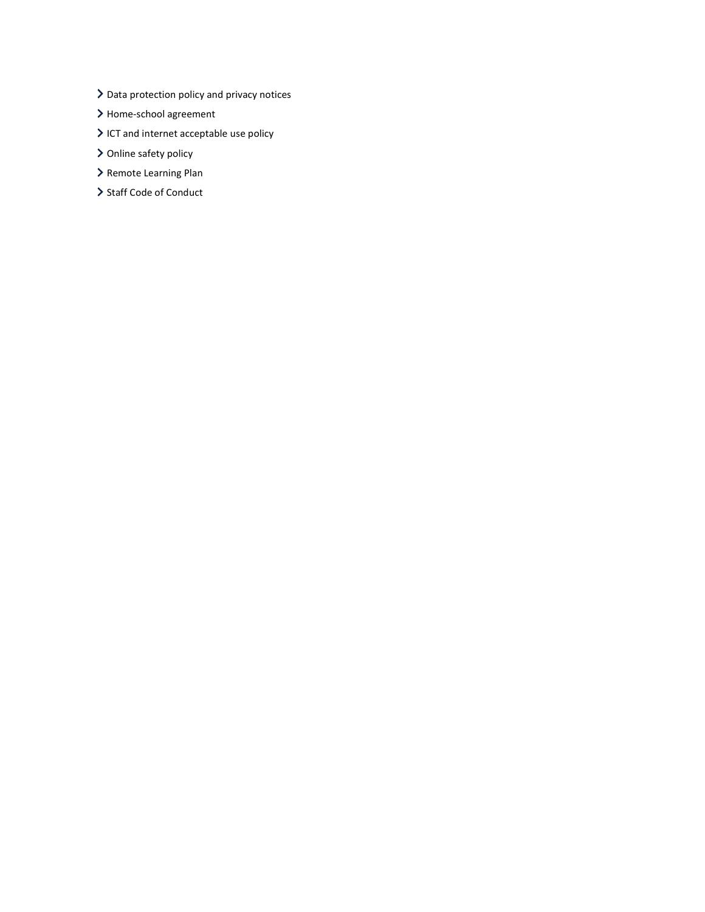- Data protection policy and privacy notices
- Home-school agreement
- ICT and internet acceptable use policy
- Online safety policy
- Remote Learning Plan
- Staff Code of Conduct